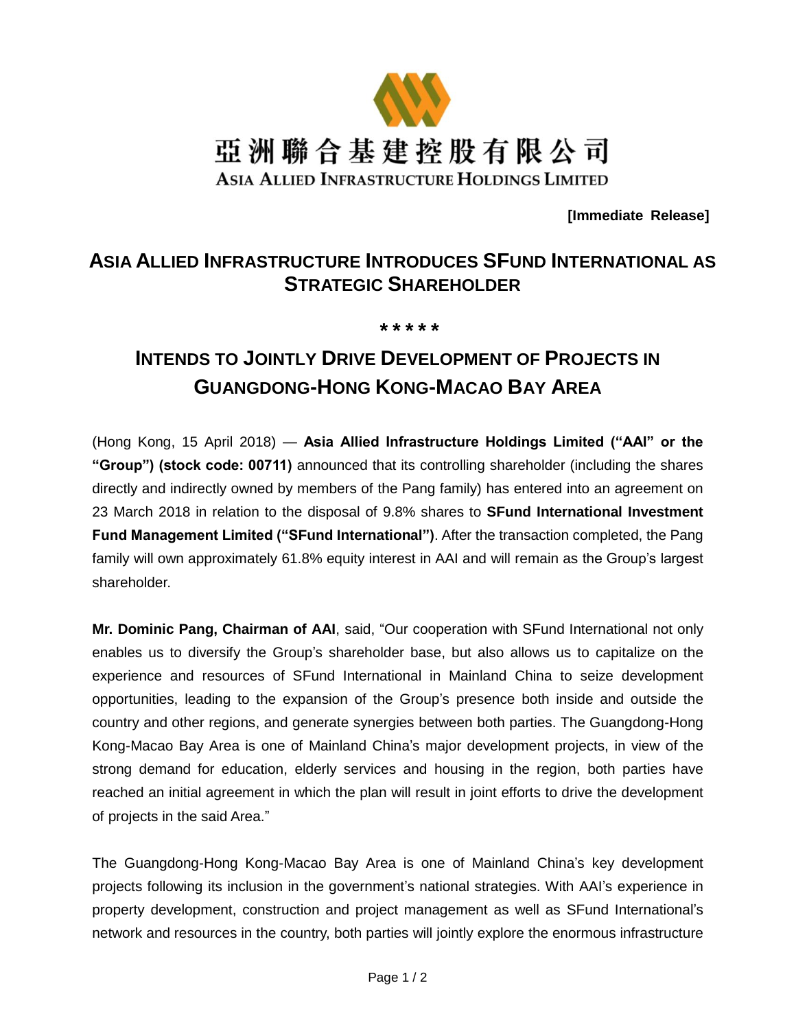亞洲聯合基建控股有限公司
ASIA ALLIED INFRASTRUCTURE HOLDINGS LIMITED

**[Immediate Release]**

# ASIA ALLIED INFRASTRUCTURE INTRODUCES SFUND INTERNATIONAL AS STRATEGIC SHAREHOLDER

**\*\*\*\*\***

## INTENDS TO JOINTLY DRIVE DEVELOPMENT OF PROJECTS IN GUANGDONG-HONG KONG-MACAO BAY AREA

(Hong Kong, 15 April 2018) — **Asia Allied Infrastructure Holdings Limited ("AAI" or the "Group") (stock code: 00711)** announced that its controlling shareholder (including the shares directly and indirectly owned by members of the Pang family) has entered into an agreement on 23 March 2018 in relation to the disposal of 9.8% shares to **SFund International Investment Fund Management Limited ("SFund International")**. After the transaction completed, the Pang family will own approximately 61.8% equity interest in AAI and will remain as the Group's largest shareholder.

**Mr. Dominic Pang, Chairman of AAI**, said, "Our cooperation with SFund International not only enables us to diversify the Group's shareholder base, but also allows us to capitalize on the experience and resources of SFund International in Mainland China to seize development opportunities, leading to the expansion of the Group's presence both inside and outside the country and other regions, and generate synergies between both parties. The Guangdong-Hong Kong-Macao Bay Area is one of Mainland China's major development projects, in view of the strong demand for education, elderly services and housing in the region, both parties have reached an initial agreement in which the plan will result in joint efforts to drive the development of projects in the said Area."

The Guangdong-Hong Kong-Macao Bay Area is one of Mainland China's key development projects following its inclusion in the government's national strategies. With AAI's experience in property development, construction and project management as well as SFund International's network and resources in the country, both parties will jointly explore the enormous infrastructure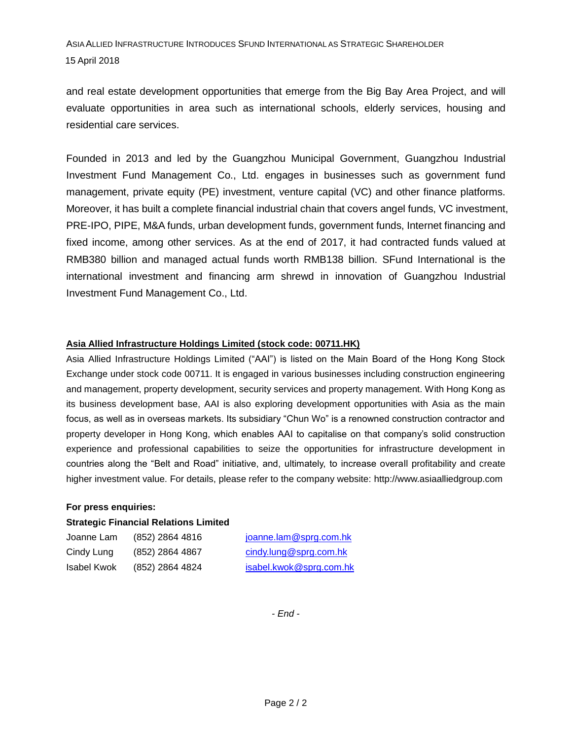and real estate development opportunities that emerge from the Big Bay Area Project, and will evaluate opportunities in area such as international schools, elderly services, housing and residential care services.

Founded in 2013 and led by the Guangzhou Municipal Government, Guangzhou Industrial Investment Fund Management Co., Ltd. engages in businesses such as government fund management, private equity (PE) investment, venture capital (VC) and other finance platforms. Moreover, it has built a complete financial industrial chain that covers angel funds, VC investment, PRE-IPO, PIPE, M&A funds, urban development funds, government funds, Internet financing and fixed income, among other services. As at the end of 2017, it had contracted funds valued at RMB380 billion and managed actual funds worth RMB138 billion. SFund International is the international investment and financing arm shrewd in innovation of Guangzhou Industrial Investment Fund Management Co., Ltd.

**Asia Allied Infrastructure Holdings Limited (stock code: 00711.HK)**

Asia Allied Infrastructure Holdings Limited ("AAI") is listed on the Main Board of the Hong Kong Stock Exchange under stock code 00711. It is engaged in various businesses including construction engineering and management, property development, security services and property management. With Hong Kong as its business development base, AAI is also exploring development opportunities with Asia as the main focus, as well as in overseas markets. Its subsidiary "Chun Wo" is a renowned construction contractor and property developer in Hong Kong, which enables AAI to capitalise on that company's solid construction experience and professional capabilities to seize the opportunities for infrastructure development in countries along the "Belt and Road" initiative, and, ultimately, to increase overall profitability and create higher investment value. For details, please refer to the company website: http://www.asiaalliedgroup.com

**For press enquiries:**

**Strategic Financial Relations Limited**

| | | |
|---|---|---|
| Joanne Lam | (852) 2864 4816 | joanne.lam@sprg.com.hk |
| Cindy Lung | (852) 2864 4867 | cindy.lung@sprg.com.hk |
| Isabel Kwok | (852) 2864 4824 | isabel.kwok@sprg.com.hk |

*- End -*